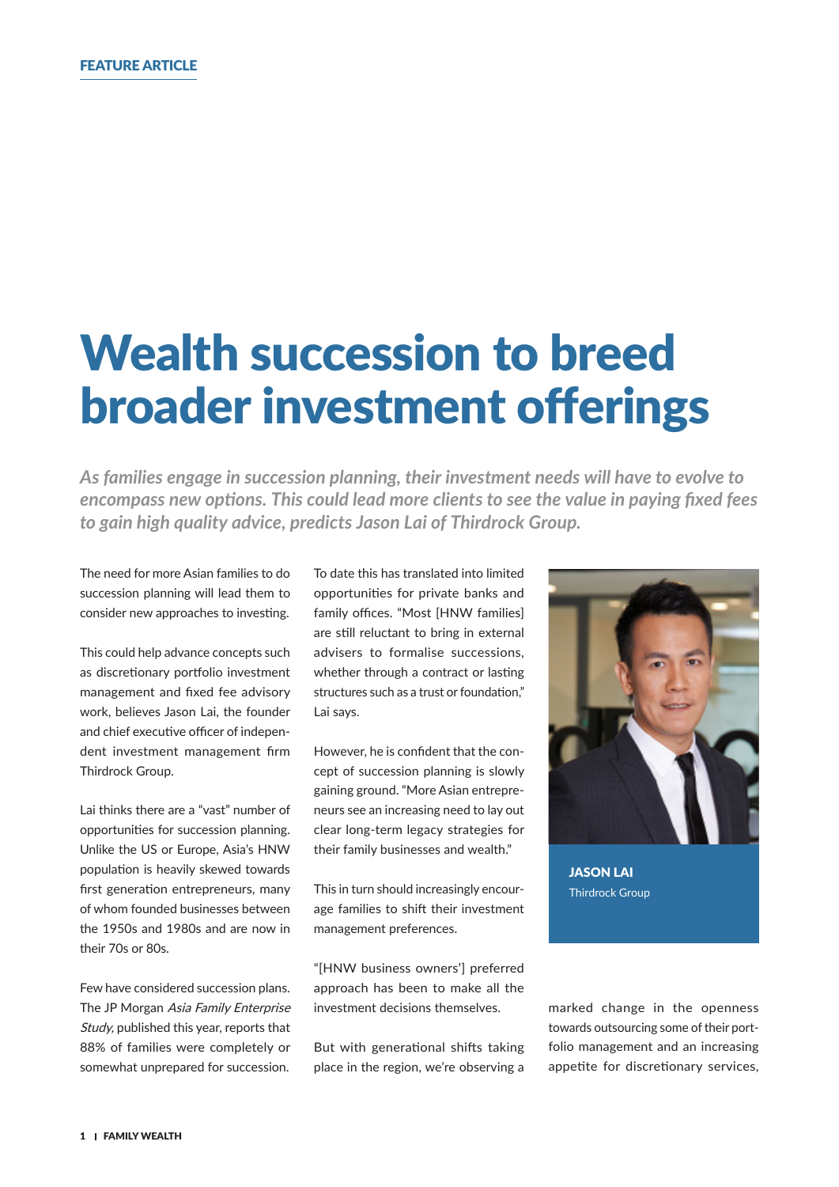FEATURE ARTICLE

# Wealth succession to breed broader investment offerings

*As families engage in succession planning, their investment needs will have to evolve to encompass new options. This could lead more clients to see the value in paying fixed fees to gain high quality advice, predicts Jason Lai of Thirdrock Group.*

The need for more Asian families to do succession planning will lead them to consider new approaches to investing.

This could help advance concepts such as discretionary portfolio investment management and fixed fee advisory work, believes Jason Lai, the founder and chief executive officer of independent investment management firm Thirdrock Group.

Lai thinks there are a "vast" number of opportunities for succession planning. Unlike the US or Europe, Asia's HNW population is heavily skewed towards first generation entrepreneurs, many of whom founded businesses between the 1950s and 1980s and are now in their 70s or 80s.

Few have considered succession plans. The JP Morgan *Asia Family Enterprise Study,* published this year, reports that 88% of families were completely or somewhat unprepared for succession.

To date this has translated into limited opportunities for private banks and family offices. "Most [HNW families] are still reluctant to bring in external advisers to formalise successions, whether through a contract or lasting structures such as a trust or foundation," Lai says.

However, he is confident that the concept of succession planning is slowly gaining ground. "More Asian entrepreneurs see an increasing need to lay out clear long-term legacy strategies for their family businesses and wealth."

This in turn should increasingly encourage families to shift their investment management preferences.

"[HNW business owners'] preferred approach has been to make all the investment decisions themselves.

But with generational shifts taking place in the region, we're observing a marked change in the openness towards outsourcing some of their portfolio management and an increasing appetite for discretionary services,

**JASON LAI**
Thirdrock Group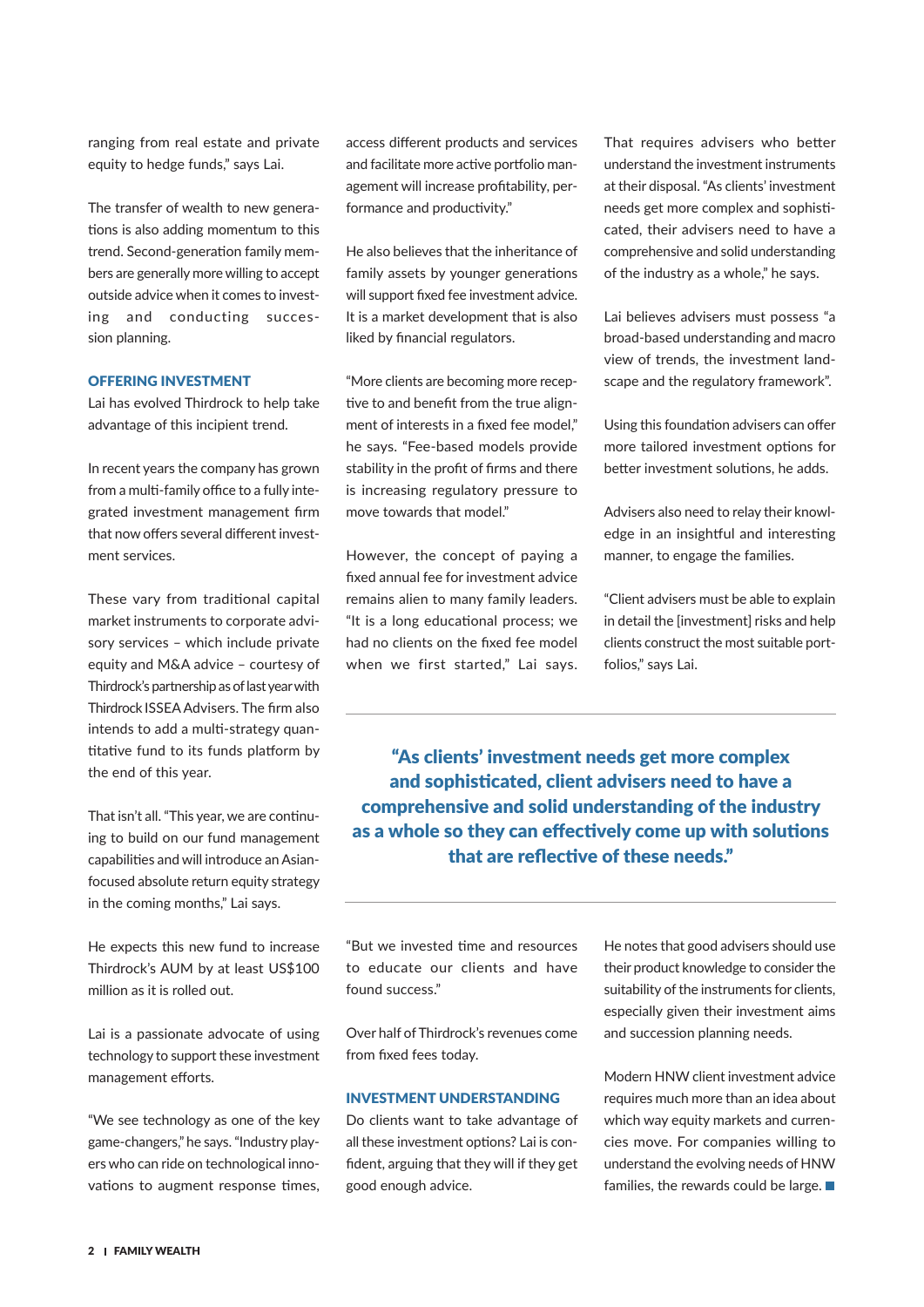ranging from real estate and private equity to hedge funds," says Lai.

The transfer of wealth to new generations is also adding momentum to this trend. Second-generation family members are generally more willing to accept outside advice when it comes to investing and conducting succession planning.

### OFFERING INVESTMENT

Lai has evolved Thirdrock to help take advantage of this incipient trend.

In recent years the company has grown from a multi-family office to a fully integrated investment management firm that now offers several different investment services.

These vary from traditional capital market instruments to corporate advisory services – which include private equity and M&A advice – courtesy of Thirdrock's partnership as of last year with Thirdrock ISSEA Advisers. The firm also intends to add a multi-strategy quantitative fund to its funds platform by the end of this year.

That isn't all. "This year, we are continuing to build on our fund management capabilities and will introduce an Asian-focused absolute return equity strategy in the coming months," Lai says.

He expects this new fund to increase Thirdrock's AUM by at least US$100 million as it is rolled out.

Lai is a passionate advocate of using technology to support these investment management efforts.

"We see technology as one of the key game-changers," he says. "Industry players who can ride on technological innovations to augment response times, access different products and services and facilitate more active portfolio management will increase profitability, performance and productivity."

He also believes that the inheritance of family assets by younger generations will support fixed fee investment advice. It is a market development that is also liked by financial regulators.

"More clients are becoming more receptive to and benefit from the true alignment of interests in a fixed fee model," he says. "Fee-based models provide stability in the profit of firms and there is increasing regulatory pressure to move towards that model."

However, the concept of paying a fixed annual fee for investment advice remains alien to many family leaders. "It is a long educational process; we had no clients on the fixed fee model when we first started," Lai says.

That requires advisers who better understand the investment instruments at their disposal. "As clients' investment needs get more complex and sophisticated, their advisers need to have a comprehensive and solid understanding of the industry as a whole," he says.

Lai believes advisers must possess "a broad-based understanding and macro view of trends, the investment landscape and the regulatory framework".

Using this foundation advisers can offer more tailored investment options for better investment solutions, he adds.

Advisers also need to relay their knowledge in an insightful and interesting manner, to engage the families.

"Client advisers must be able to explain in detail the [investment] risks and help clients construct the most suitable portfolios," says Lai.

> **"As clients' investment needs get more complex and sophisticated, client advisers need to have a comprehensive and solid understanding of the industry as a whole so they can effectively come up with solutions that are reflective of these needs."**

"But we invested time and resources to educate our clients and have found success."

Over half of Thirdrock's revenues come from fixed fees today.

### INVESTMENT UNDERSTANDING

Do clients want to take advantage of all these investment options? Lai is confident, arguing that they will if they get good enough advice.

He notes that good advisers should use their product knowledge to consider the suitability of the instruments for clients, especially given their investment aims and succession planning needs.

Modern HNW client investment advice requires much more than an idea about which way equity markets and currencies move. For companies willing to understand the evolving needs of HNW families, the rewards could be large. ■